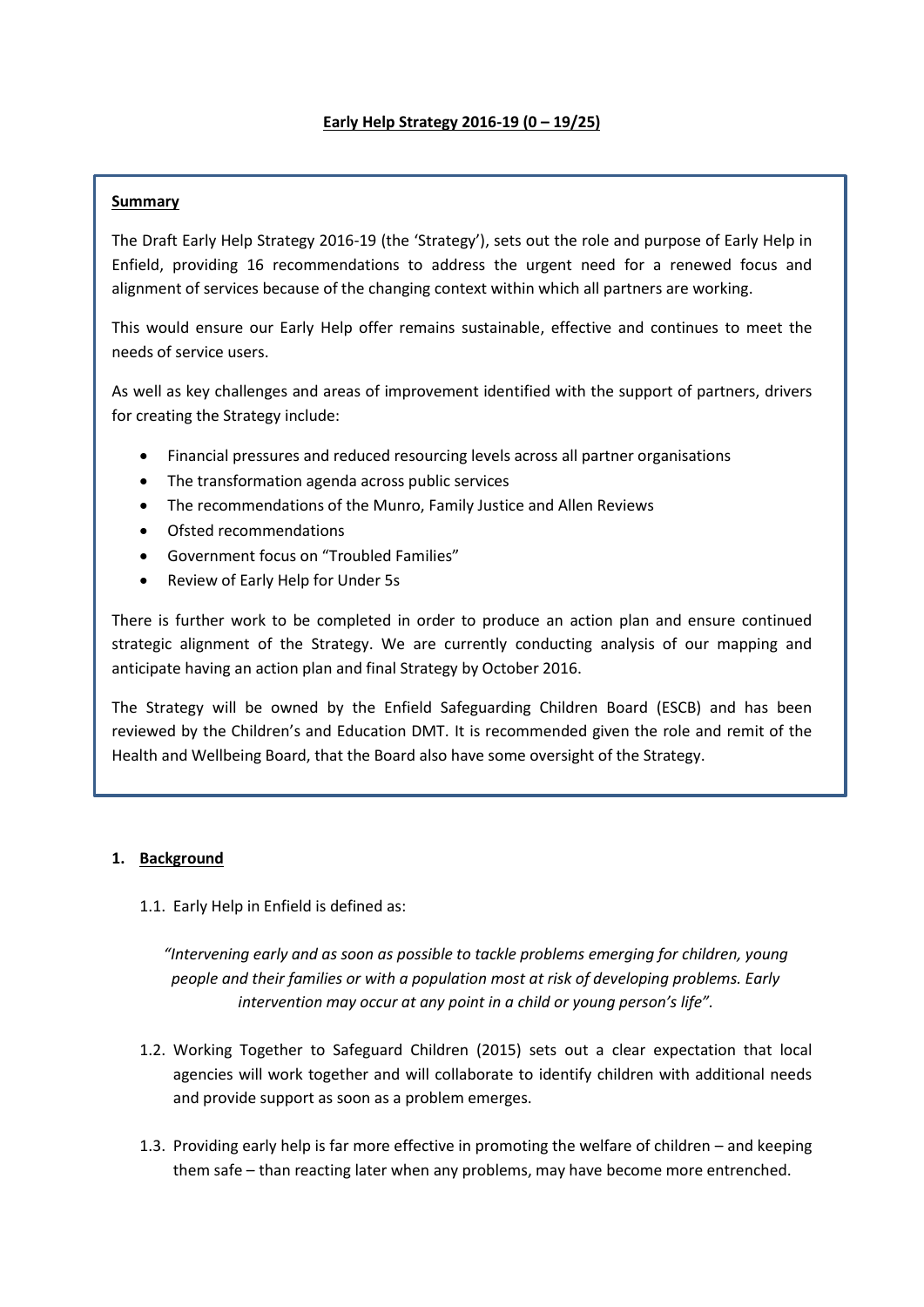# Early Help Strategy 2016-19 (0 – 19/25)

**Summary**

The Draft Early Help Strategy 2016-19 (the 'Strategy'), sets out the role and purpose of Early Help in Enfield, providing 16 recommendations to address the urgent need for a renewed focus and alignment of services because of the changing context within which all partners are working.

This would ensure our Early Help offer remains sustainable, effective and continues to meet the needs of service users.

As well as key challenges and areas of improvement identified with the support of partners, drivers for creating the Strategy include:

- Financial pressures and reduced resourcing levels across all partner organisations
- The transformation agenda across public services
- The recommendations of the Munro, Family Justice and Allen Reviews
- Ofsted recommendations
- Government focus on "Troubled Families"
- Review of Early Help for Under 5s

There is further work to be completed in order to produce an action plan and ensure continued strategic alignment of the Strategy. We are currently conducting analysis of our mapping and anticipate having an action plan and final Strategy by October 2016.

The Strategy will be owned by the Enfield Safeguarding Children Board (ESCB) and has been reviewed by the Children's and Education DMT. It is recommended given the role and remit of the Health and Wellbeing Board, that the Board also have some oversight of the Strategy.

## 1. Background

1.1. Early Help in Enfield is defined as:

*"Intervening early and as soon as possible to tackle problems emerging for children, young people and their families or with a population most at risk of developing problems. Early intervention may occur at any point in a child or young person's life".*

1.2. Working Together to Safeguard Children (2015) sets out a clear expectation that local agencies will work together and will collaborate to identify children with additional needs and provide support as soon as a problem emerges.

1.3. Providing early help is far more effective in promoting the welfare of children – and keeping them safe – than reacting later when any problems, may have become more entrenched.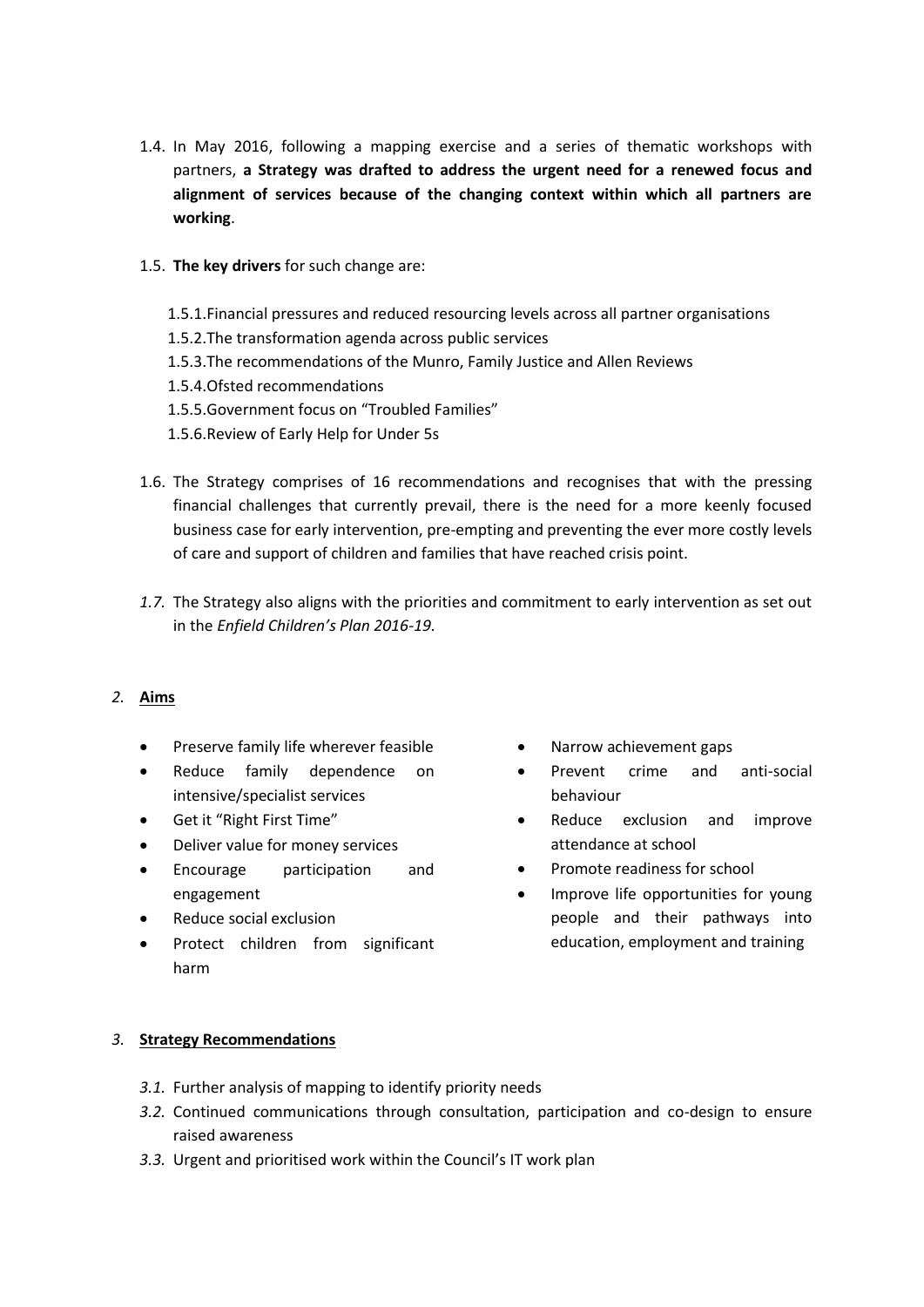1.4. In May 2016, following a mapping exercise and a series of thematic workshops with partners, **a Strategy was drafted to address the urgent need for a renewed focus and alignment of services because of the changing context within which all partners are working**.

1.5. **The key drivers** for such change are:

  1.5.1. Financial pressures and reduced resourcing levels across all partner organisations
  1.5.2. The transformation agenda across public services
  1.5.3. The recommendations of the Munro, Family Justice and Allen Reviews
  1.5.4. Ofsted recommendations
  1.5.5. Government focus on "Troubled Families"
  1.5.6. Review of Early Help for Under 5s

1.6. The Strategy comprises of 16 recommendations and recognises that with the pressing financial challenges that currently prevail, there is the need for a more keenly focused business case for early intervention, pre-empting and preventing the ever more costly levels of care and support of children and families that have reached crisis point.

*1.7.* The Strategy also aligns with the priorities and commitment to early intervention as set out in the *Enfield Children's Plan 2016-19*.

## *2.* Aims

- Preserve family life wherever feasible
- Reduce family dependence on intensive/specialist services
- Get it "Right First Time"
- Deliver value for money services
- Encourage participation and engagement
- Reduce social exclusion
- Protect children from significant harm
- Narrow achievement gaps
- Prevent crime and anti-social behaviour
- Reduce exclusion and improve attendance at school
- Promote readiness for school
- Improve life opportunities for young people and their pathways into education, employment and training

## *3.* Strategy Recommendations

*3.1.* Further analysis of mapping to identify priority needs
*3.2.* Continued communications through consultation, participation and co-design to ensure raised awareness
*3.3.* Urgent and prioritised work within the Council's IT work plan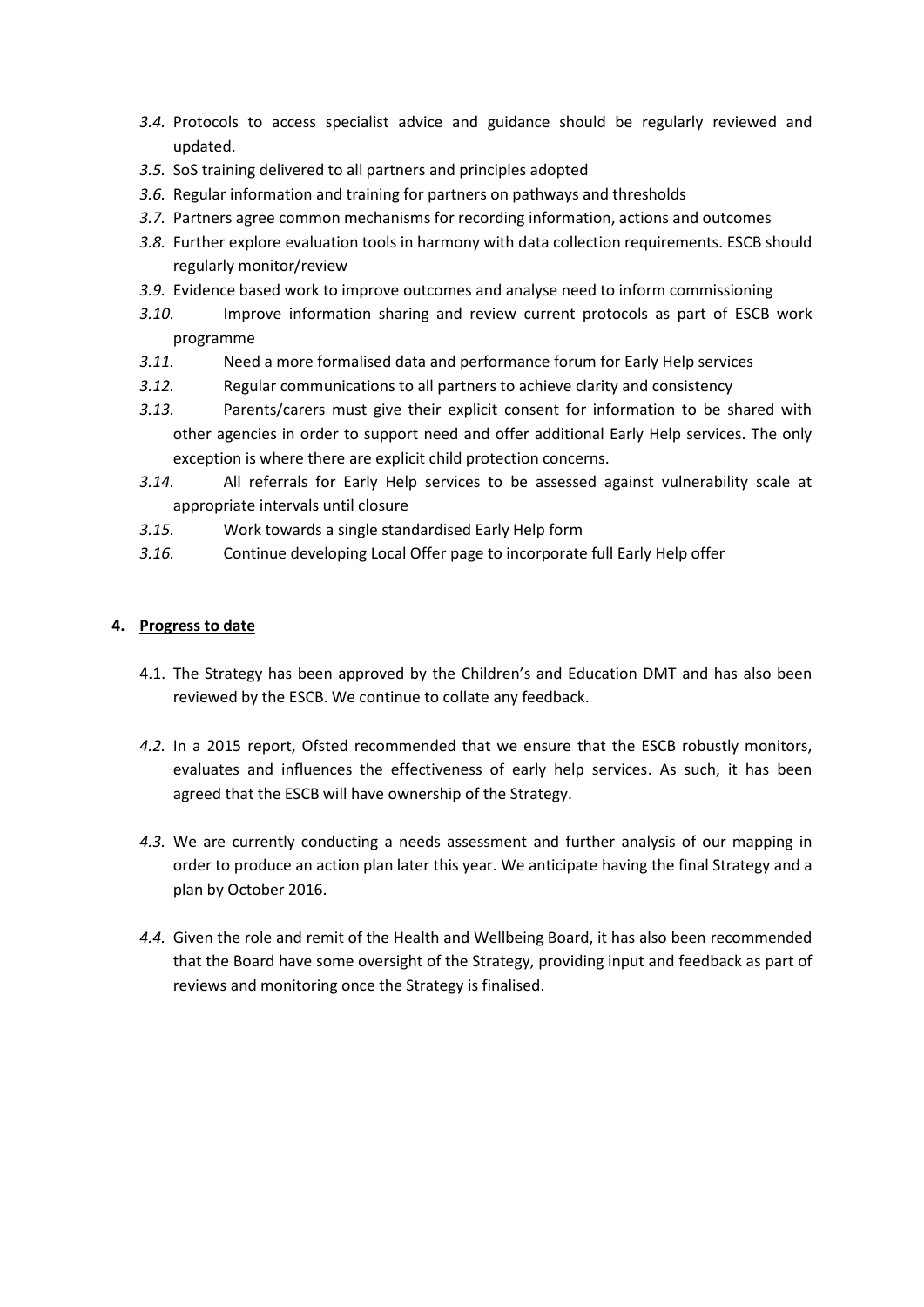*3.4.* Protocols to access specialist advice and guidance should be regularly reviewed and updated.

*3.5.* SoS training delivered to all partners and principles adopted

*3.6.* Regular information and training for partners on pathways and thresholds

*3.7.* Partners agree common mechanisms for recording information, actions and outcomes

*3.8.* Further explore evaluation tools in harmony with data collection requirements. ESCB should regularly monitor/review

*3.9.* Evidence based work to improve outcomes and analyse need to inform commissioning

*3.10.* Improve information sharing and review current protocols as part of ESCB work programme

*3.11.* Need a more formalised data and performance forum for Early Help services

*3.12.* Regular communications to all partners to achieve clarity and consistency

*3.13.* Parents/carers must give their explicit consent for information to be shared with other agencies in order to support need and offer additional Early Help services. The only exception is where there are explicit child protection concerns.

*3.14.* All referrals for Early Help services to be assessed against vulnerability scale at appropriate intervals until closure

*3.15.* Work towards a single standardised Early Help form

*3.16.* Continue developing Local Offer page to incorporate full Early Help offer

## 4. Progress to date

4.1. The Strategy has been approved by the Children's and Education DMT and has also been reviewed by the ESCB. We continue to collate any feedback.

*4.2.* In a 2015 report, Ofsted recommended that we ensure that the ESCB robustly monitors, evaluates and influences the effectiveness of early help services. As such, it has been agreed that the ESCB will have ownership of the Strategy.

*4.3.* We are currently conducting a needs assessment and further analysis of our mapping in order to produce an action plan later this year. We anticipate having the final Strategy and a plan by October 2016.

*4.4.* Given the role and remit of the Health and Wellbeing Board, it has also been recommended that the Board have some oversight of the Strategy, providing input and feedback as part of reviews and monitoring once the Strategy is finalised.